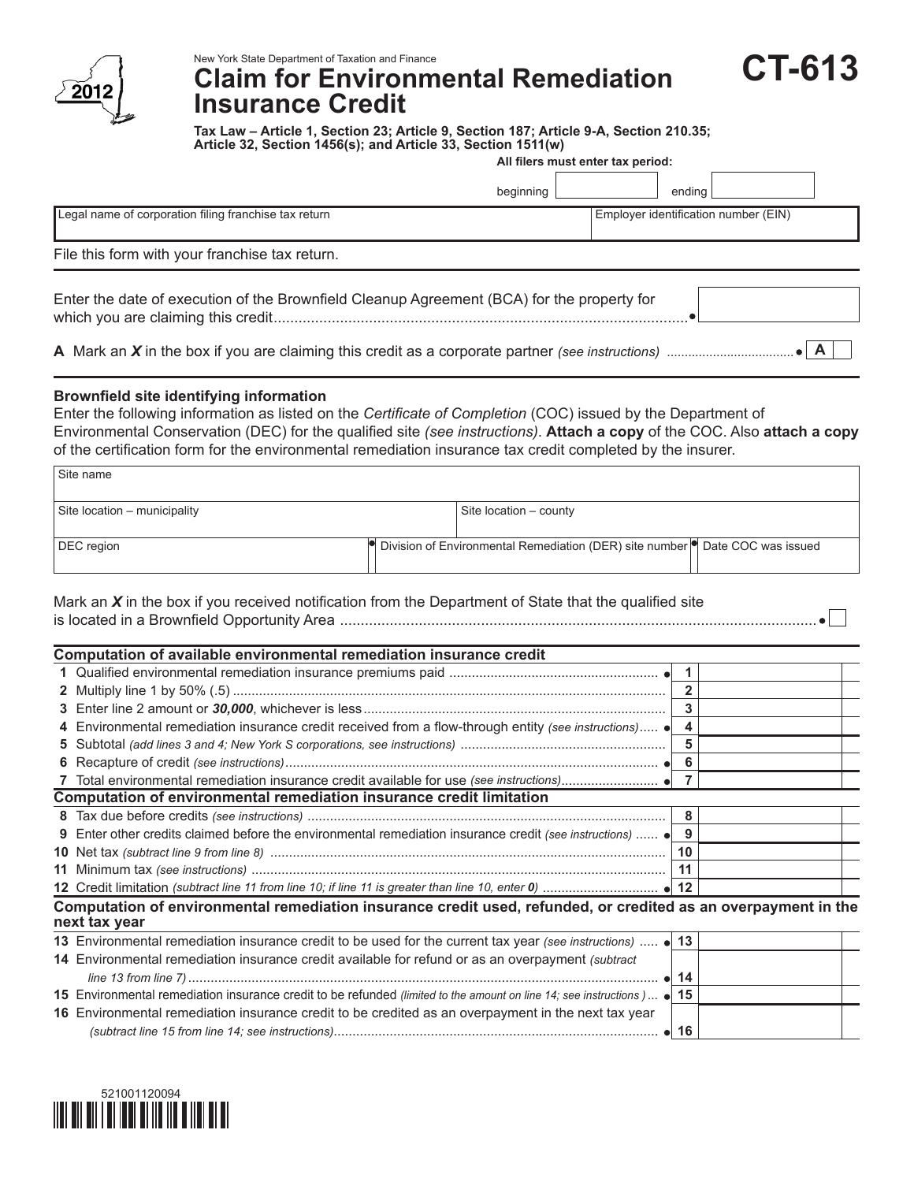New York State Department of Taxation and Finance

# Claim for Environmental Remediation Insurance Credit

**CT-613**

2012

**Tax Law – Article 1, Section 23; Article 9, Section 187; Article 9-A, Section 210.35; Article 32, Section 1456(s); and Article 33, Section 1511(w)**

**All filers must enter tax period:**

beginning ______ ending ______

| Legal name of corporation filing franchise tax return | Employer identification number (EIN) |
|---|---|
| | |

File this form with your franchise tax return.

Enter the date of execution of the Brownfield Cleanup Agreement (BCA) for the property for which you are claiming this credit ........................................ ______

**A** Mark an ***X*** in the box if you are claiming this credit as a corporate partner *(see instructions)* .................... **A** ☐

**Brownfield site identifying information**

Enter the following information as listed on the *Certificate of Completion* (COC) issued by the Department of Environmental Conservation (DEC) for the qualified site *(see instructions)*. **Attach a copy** of the COC. Also **attach a copy** of the certification form for the environmental remediation insurance tax credit completed by the insurer.

| Site name | | |
|---|---|---|
| **Site location – municipality** | **Site location – county** | |
| **DEC region** | **Division of Environmental Remediation (DER) site number** | **Date COC was issued** |
| | | |

Mark an ***X*** in the box if you received notification from the Department of State that the qualified site is located in a Brownfield Opportunity Area ........................................ ☐

| **Computation of available environmental remediation insurance credit** | | |
|---|---|---|
| **1** Qualified environmental remediation insurance premiums paid ........................ | **1** | |
| **2** Multiply line 1 by 50% (.5) ........................ | **2** | |
| **3** Enter line 2 amount or ***30,000***, whichever is less ........................ | **3** | |
| **4** Environmental remediation insurance credit received from a flow-through entity *(see instructions)* ..... | **4** | |
| **5** Subtotal *(add lines 3 and 4; New York S corporations, see instructions)* ........................ | **5** | |
| **6** Recapture of credit *(see instructions)* ........................ | **6** | |
| **7** Total environmental remediation insurance credit available for use *(see instructions)* ........................ | **7** | |
| **Computation of environmental remediation insurance credit limitation** | | |
| **8** Tax due before credits *(see instructions)* ........................ | **8** | |
| **9** Enter other credits claimed before the environmental remediation insurance credit *(see instructions)* ...... | **9** | |
| **10** Net tax *(subtract line 9 from line 8)* ........................ | **10** | |
| **11** Minimum tax *(see instructions)* ........................ | **11** | |
| **12** Credit limitation *(subtract line 11 from line 10; if line 11 is greater than line 10, enter **0**)* ........................ | **12** | |
| **Computation of environmental remediation insurance credit used, refunded, or credited as an overpayment in the next tax year** | | |
| **13** Environmental remediation insurance credit to be used for the current tax year *(see instructions)* ..... | **13** | |
| **14** Environmental remediation insurance credit available for refund or as an overpayment *(subtract line 13 from line 7)* ........................ | **14** | |
| **15** Environmental remediation insurance credit to be refunded *(limited to the amount on line 14; see instructions)* ... | **15** | |
| **16** Environmental remediation insurance credit to be credited as an overpayment in the next tax year *(subtract line 15 from line 14; see instructions)* ........................ | **16** | |

521001120094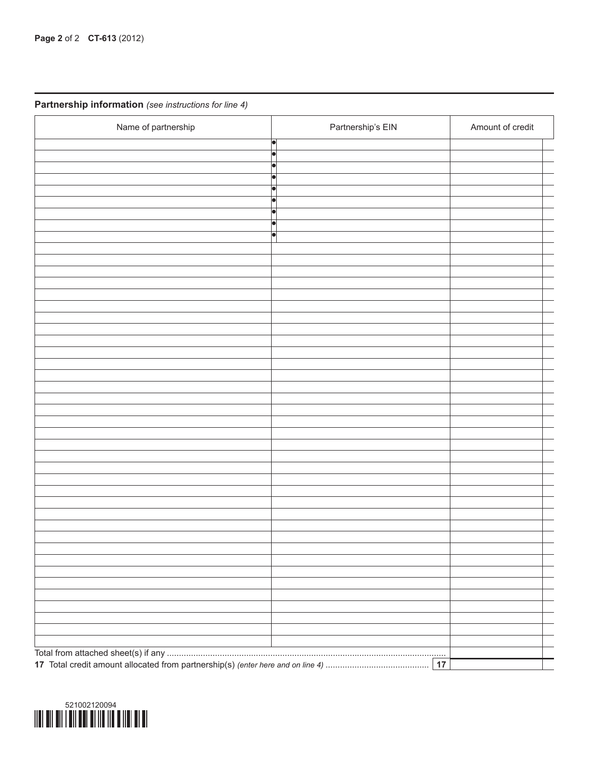## Partnership information *(see instructions for line 4)*

| Name of partnership | Partnership's EIN | Amount of credit |
|---|---|---|
| | | |
| | | |
| | | |
| | | |
| | | |
| | | |
| | | |
| | | |
| | | |
| | | |
| | | |
| | | |
| | | |
| | | |
| | | |
| | | |
| | | |
| | | |
| | | |
| | | |
| | | |
| | | |
| | | |
| | | |
| | | |
| | | |
| | | |
| | | |
| | | |
| | | |
| | | |
| | | |
| | | |
| | | |
| | | |
| | | |
| | | |
| | | |
| | | |
| | | |
| | | |
| | | |
| | | |
| Total from attached sheet(s) if any | | |
| **17** Total credit amount allocated from partnership(s) *(enter here and on line 4)* | **17** | |

521002120094